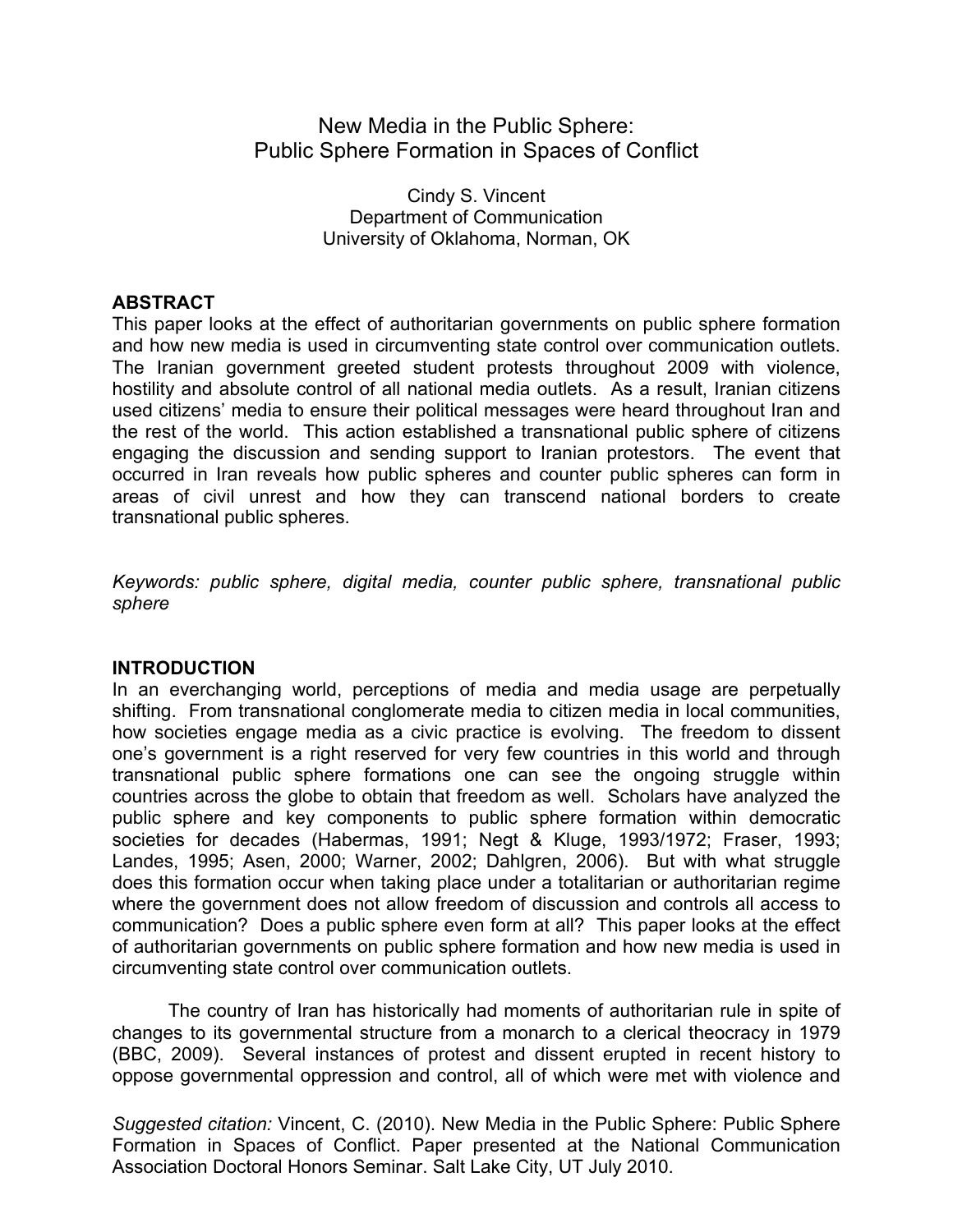# New Media in the Public Sphere:
# Public Sphere Formation in Spaces of Conflict

Cindy S. Vincent
Department of Communication
University of Oklahoma, Norman, OK

## ABSTRACT

This paper looks at the effect of authoritarian governments on public sphere formation and how new media is used in circumventing state control over communication outlets. The Iranian government greeted student protests throughout 2009 with violence, hostility and absolute control of all national media outlets. As a result, Iranian citizens used citizens' media to ensure their political messages were heard throughout Iran and the rest of the world. This action established a transnational public sphere of citizens engaging the discussion and sending support to Iranian protestors. The event that occurred in Iran reveals how public spheres and counter public spheres can form in areas of civil unrest and how they can transcend national borders to create transnational public spheres.

*Keywords: public sphere, digital media, counter public sphere, transnational public sphere*

## INTRODUCTION

In an everchanging world, perceptions of media and media usage are perpetually shifting. From transnational conglomerate media to citizen media in local communities, how societies engage media as a civic practice is evolving. The freedom to dissent one's government is a right reserved for very few countries in this world and through transnational public sphere formations one can see the ongoing struggle within countries across the globe to obtain that freedom as well. Scholars have analyzed the public sphere and key components to public sphere formation within democratic societies for decades (Habermas, 1991; Negt & Kluge, 1993/1972; Fraser, 1993; Landes, 1995; Asen, 2000; Warner, 2002; Dahlgren, 2006). But with what struggle does this formation occur when taking place under a totalitarian or authoritarian regime where the government does not allow freedom of discussion and controls all access to communication? Does a public sphere even form at all? This paper looks at the effect of authoritarian governments on public sphere formation and how new media is used in circumventing state control over communication outlets.

The country of Iran has historically had moments of authoritarian rule in spite of changes to its governmental structure from a monarch to a clerical theocracy in 1979 (BBC, 2009). Several instances of protest and dissent erupted in recent history to oppose governmental oppression and control, all of which were met with violence and

*Suggested citation:* Vincent, C. (2010). New Media in the Public Sphere: Public Sphere Formation in Spaces of Conflict. Paper presented at the National Communication Association Doctoral Honors Seminar. Salt Lake City, UT July 2010.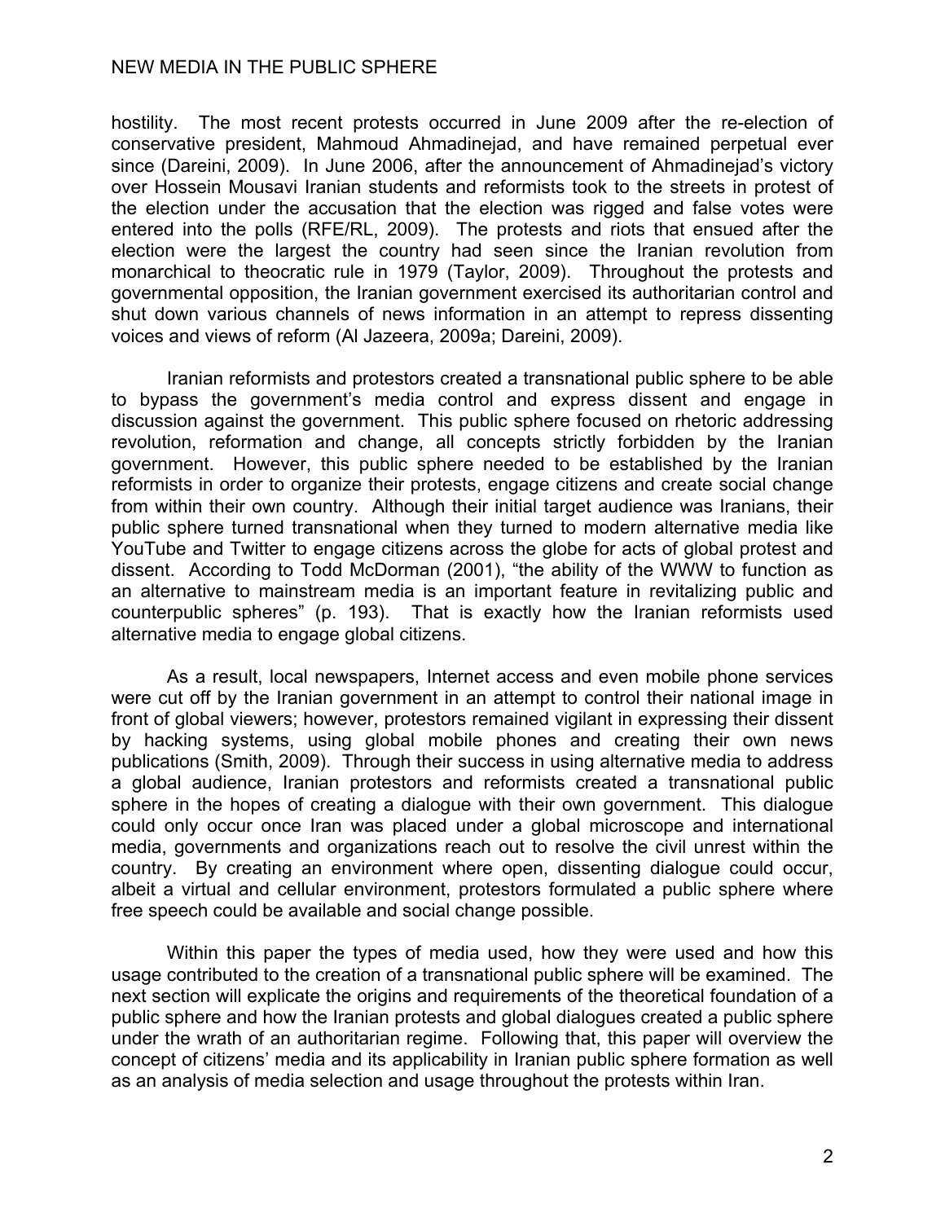hostility. The most recent protests occurred in June 2009 after the re-election of conservative president, Mahmoud Ahmadinejad, and have remained perpetual ever since (Dareini, 2009). In June 2006, after the announcement of Ahmadinejad's victory over Hossein Mousavi Iranian students and reformists took to the streets in protest of the election under the accusation that the election was rigged and false votes were entered into the polls (RFE/RL, 2009). The protests and riots that ensued after the election were the largest the country had seen since the Iranian revolution from monarchical to theocratic rule in 1979 (Taylor, 2009). Throughout the protests and governmental opposition, the Iranian government exercised its authoritarian control and shut down various channels of news information in an attempt to repress dissenting voices and views of reform (Al Jazeera, 2009a; Dareini, 2009).

Iranian reformists and protestors created a transnational public sphere to be able to bypass the government's media control and express dissent and engage in discussion against the government. This public sphere focused on rhetoric addressing revolution, reformation and change, all concepts strictly forbidden by the Iranian government. However, this public sphere needed to be established by the Iranian reformists in order to organize their protests, engage citizens and create social change from within their own country. Although their initial target audience was Iranians, their public sphere turned transnational when they turned to modern alternative media like YouTube and Twitter to engage citizens across the globe for acts of global protest and dissent. According to Todd McDorman (2001), "the ability of the WWW to function as an alternative to mainstream media is an important feature in revitalizing public and counterpublic spheres" (p. 193). That is exactly how the Iranian reformists used alternative media to engage global citizens.

As a result, local newspapers, Internet access and even mobile phone services were cut off by the Iranian government in an attempt to control their national image in front of global viewers; however, protestors remained vigilant in expressing their dissent by hacking systems, using global mobile phones and creating their own news publications (Smith, 2009). Through their success in using alternative media to address a global audience, Iranian protestors and reformists created a transnational public sphere in the hopes of creating a dialogue with their own government. This dialogue could only occur once Iran was placed under a global microscope and international media, governments and organizations reach out to resolve the civil unrest within the country. By creating an environment where open, dissenting dialogue could occur, albeit a virtual and cellular environment, protestors formulated a public sphere where free speech could be available and social change possible.

Within this paper the types of media used, how they were used and how this usage contributed to the creation of a transnational public sphere will be examined. The next section will explicate the origins and requirements of the theoretical foundation of a public sphere and how the Iranian protests and global dialogues created a public sphere under the wrath of an authoritarian regime. Following that, this paper will overview the concept of citizens' media and its applicability in Iranian public sphere formation as well as an analysis of media selection and usage throughout the protests within Iran.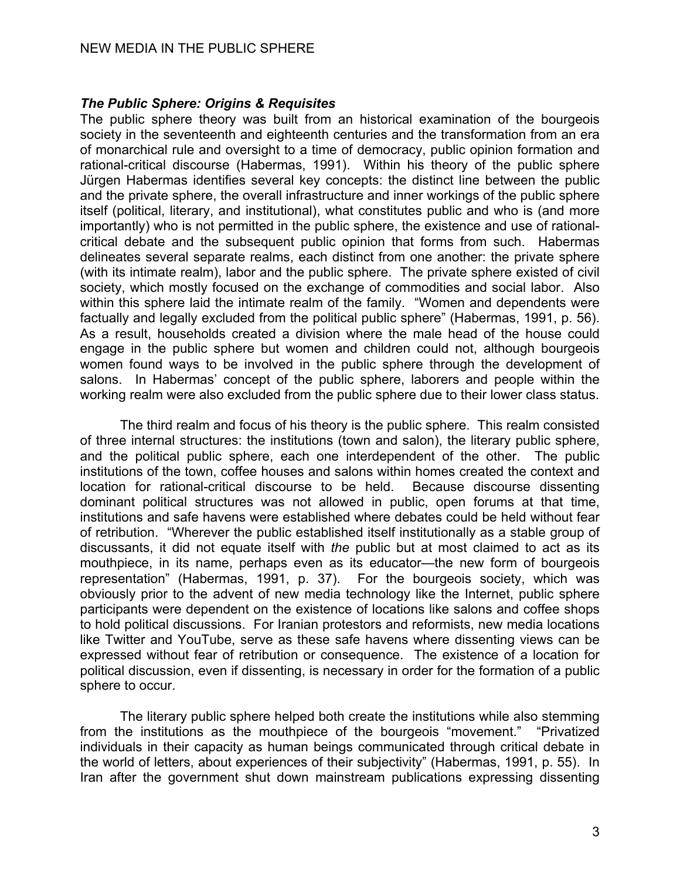### *The Public Sphere: Origins & Requisites*

The public sphere theory was built from an historical examination of the bourgeois society in the seventeenth and eighteenth centuries and the transformation from an era of monarchical rule and oversight to a time of democracy, public opinion formation and rational-critical discourse (Habermas, 1991). Within his theory of the public sphere Jürgen Habermas identifies several key concepts: the distinct line between the public and the private sphere, the overall infrastructure and inner workings of the public sphere itself (political, literary, and institutional), what constitutes public and who is (and more importantly) who is not permitted in the public sphere, the existence and use of rational-critical debate and the subsequent public opinion that forms from such. Habermas delineates several separate realms, each distinct from one another: the private sphere (with its intimate realm), labor and the public sphere. The private sphere existed of civil society, which mostly focused on the exchange of commodities and social labor. Also within this sphere laid the intimate realm of the family. "Women and dependents were factually and legally excluded from the political public sphere" (Habermas, 1991, p. 56). As a result, households created a division where the male head of the house could engage in the public sphere but women and children could not, although bourgeois women found ways to be involved in the public sphere through the development of salons. In Habermas' concept of the public sphere, laborers and people within the working realm were also excluded from the public sphere due to their lower class status.

The third realm and focus of his theory is the public sphere. This realm consisted of three internal structures: the institutions (town and salon), the literary public sphere, and the political public sphere, each one interdependent of the other. The public institutions of the town, coffee houses and salons within homes created the context and location for rational-critical discourse to be held. Because discourse dissenting dominant political structures was not allowed in public, open forums at that time, institutions and safe havens were established where debates could be held without fear of retribution. "Wherever the public established itself institutionally as a stable group of discussants, it did not equate itself with *the* public but at most claimed to act as its mouthpiece, in its name, perhaps even as its educator—the new form of bourgeois representation" (Habermas, 1991, p. 37). For the bourgeois society, which was obviously prior to the advent of new media technology like the Internet, public sphere participants were dependent on the existence of locations like salons and coffee shops to hold political discussions. For Iranian protestors and reformists, new media locations like Twitter and YouTube, serve as these safe havens where dissenting views can be expressed without fear of retribution or consequence. The existence of a location for political discussion, even if dissenting, is necessary in order for the formation of a public sphere to occur.

The literary public sphere helped both create the institutions while also stemming from the institutions as the mouthpiece of the bourgeois "movement." "Privatized individuals in their capacity as human beings communicated through critical debate in the world of letters, about experiences of their subjectivity" (Habermas, 1991, p. 55). In Iran after the government shut down mainstream publications expressing dissenting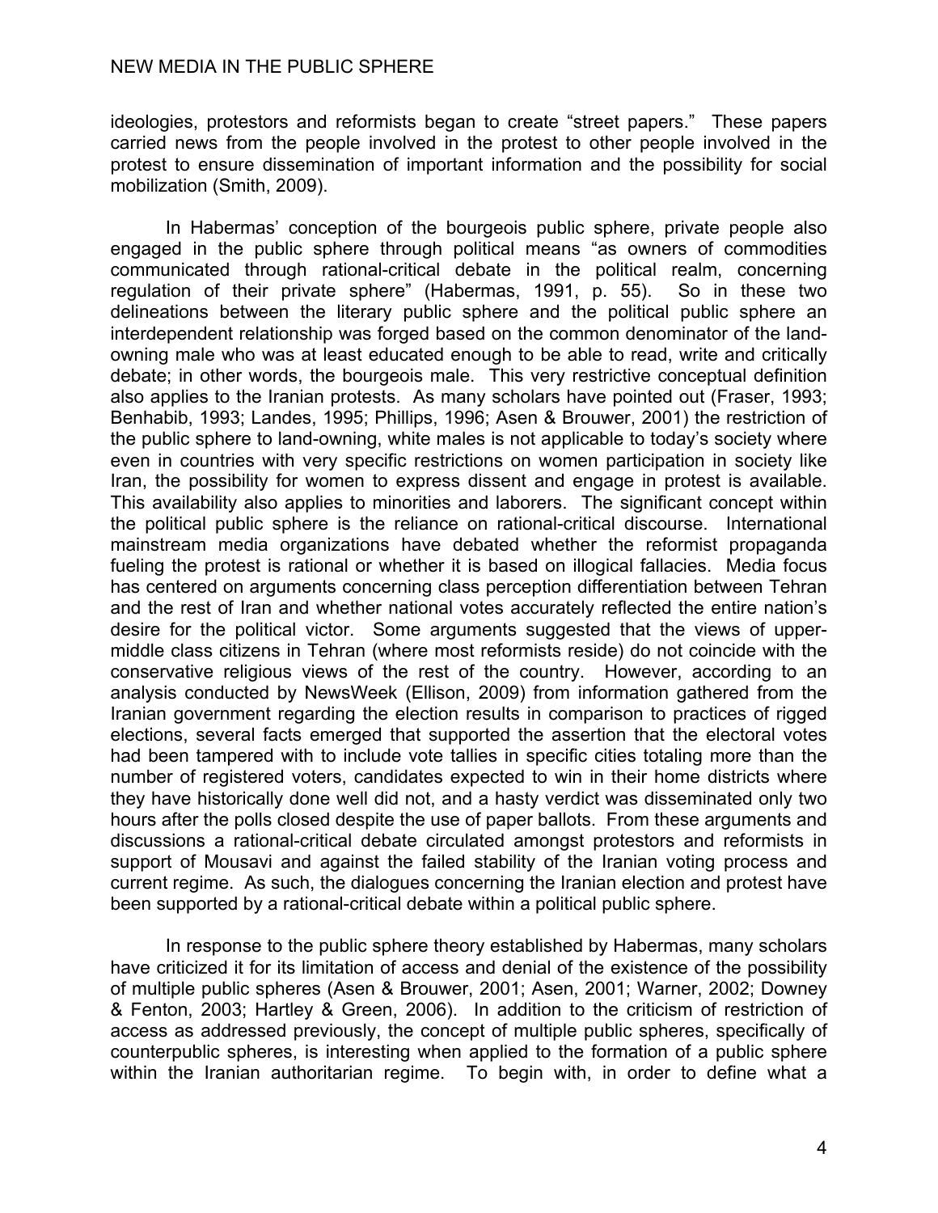ideologies, protestors and reformists began to create “street papers.” These papers carried news from the people involved in the protest to other people involved in the protest to ensure dissemination of important information and the possibility for social mobilization (Smith, 2009).

In Habermas’ conception of the bourgeois public sphere, private people also engaged in the public sphere through political means “as owners of commodities communicated through rational-critical debate in the political realm, concerning regulation of their private sphere” (Habermas, 1991, p. 55). So in these two delineations between the literary public sphere and the political public sphere an interdependent relationship was forged based on the common denominator of the land-owning male who was at least educated enough to be able to read, write and critically debate; in other words, the bourgeois male. This very restrictive conceptual definition also applies to the Iranian protests. As many scholars have pointed out (Fraser, 1993; Benhabib, 1993; Landes, 1995; Phillips, 1996; Asen & Brouwer, 2001) the restriction of the public sphere to land-owning, white males is not applicable to today’s society where even in countries with very specific restrictions on women participation in society like Iran, the possibility for women to express dissent and engage in protest is available. This availability also applies to minorities and laborers. The significant concept within the political public sphere is the reliance on rational-critical discourse. International mainstream media organizations have debated whether the reformist propaganda fueling the protest is rational or whether it is based on illogical fallacies. Media focus has centered on arguments concerning class perception differentiation between Tehran and the rest of Iran and whether national votes accurately reflected the entire nation’s desire for the political victor. Some arguments suggested that the views of upper-middle class citizens in Tehran (where most reformists reside) do not coincide with the conservative religious views of the rest of the country. However, according to an analysis conducted by NewsWeek (Ellison, 2009) from information gathered from the Iranian government regarding the election results in comparison to practices of rigged elections, several facts emerged that supported the assertion that the electoral votes had been tampered with to include vote tallies in specific cities totaling more than the number of registered voters, candidates expected to win in their home districts where they have historically done well did not, and a hasty verdict was disseminated only two hours after the polls closed despite the use of paper ballots. From these arguments and discussions a rational-critical debate circulated amongst protestors and reformists in support of Mousavi and against the failed stability of the Iranian voting process and current regime. As such, the dialogues concerning the Iranian election and protest have been supported by a rational-critical debate within a political public sphere.

In response to the public sphere theory established by Habermas, many scholars have criticized it for its limitation of access and denial of the existence of the possibility of multiple public spheres (Asen & Brouwer, 2001; Asen, 2001; Warner, 2002; Downey & Fenton, 2003; Hartley & Green, 2006). In addition to the criticism of restriction of access as addressed previously, the concept of multiple public spheres, specifically of counterpublic spheres, is interesting when applied to the formation of a public sphere within the Iranian authoritarian regime. To begin with, in order to define what a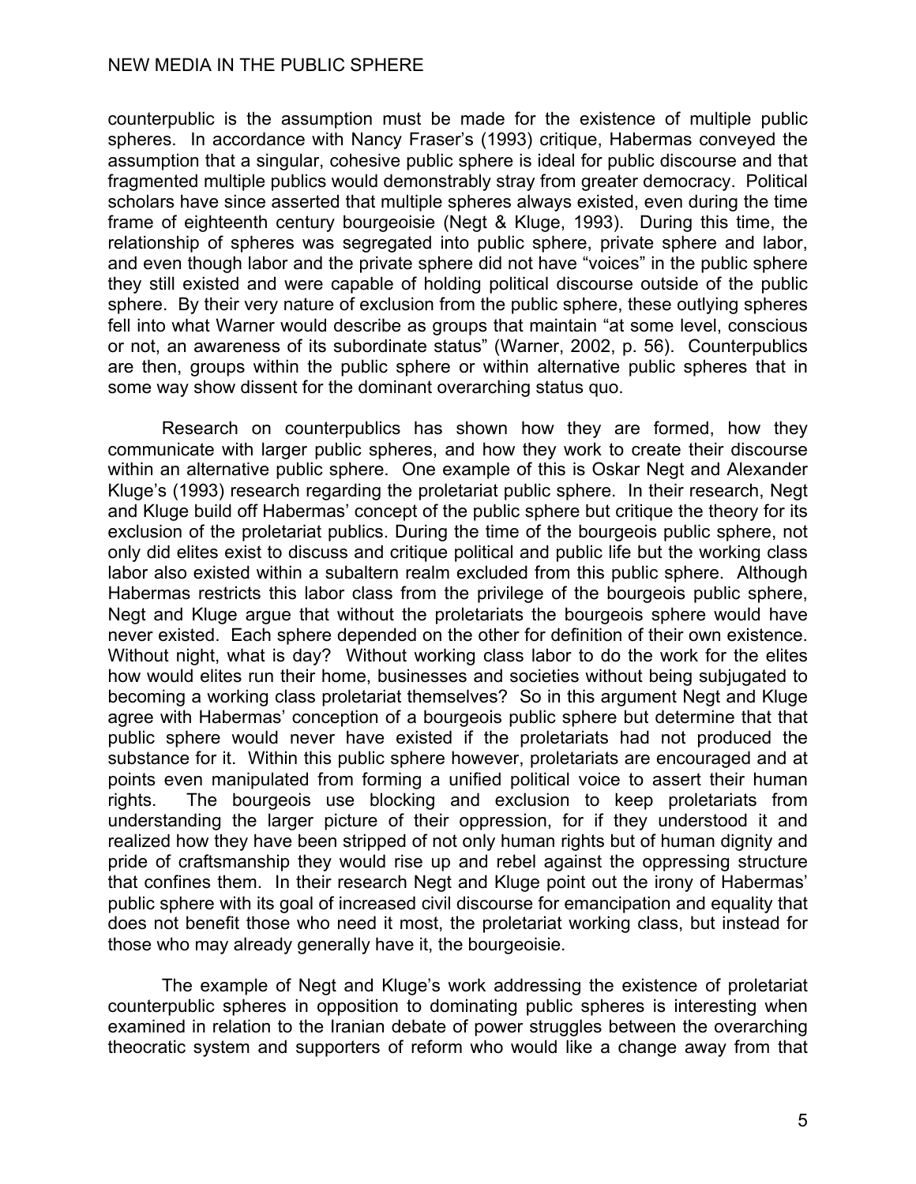counterpublic is the assumption must be made for the existence of multiple public spheres. In accordance with Nancy Fraser's (1993) critique, Habermas conveyed the assumption that a singular, cohesive public sphere is ideal for public discourse and that fragmented multiple publics would demonstrably stray from greater democracy. Political scholars have since asserted that multiple spheres always existed, even during the time frame of eighteenth century bourgeoisie (Negt & Kluge, 1993). During this time, the relationship of spheres was segregated into public sphere, private sphere and labor, and even though labor and the private sphere did not have "voices" in the public sphere they still existed and were capable of holding political discourse outside of the public sphere. By their very nature of exclusion from the public sphere, these outlying spheres fell into what Warner would describe as groups that maintain "at some level, conscious or not, an awareness of its subordinate status" (Warner, 2002, p. 56). Counterpublics are then, groups within the public sphere or within alternative public spheres that in some way show dissent for the dominant overarching status quo.

Research on counterpublics has shown how they are formed, how they communicate with larger public spheres, and how they work to create their discourse within an alternative public sphere. One example of this is Oskar Negt and Alexander Kluge's (1993) research regarding the proletariat public sphere. In their research, Negt and Kluge build off Habermas' concept of the public sphere but critique the theory for its exclusion of the proletariat publics. During the time of the bourgeois public sphere, not only did elites exist to discuss and critique political and public life but the working class labor also existed within a subaltern realm excluded from this public sphere. Although Habermas restricts this labor class from the privilege of the bourgeois public sphere, Negt and Kluge argue that without the proletariats the bourgeois sphere would have never existed. Each sphere depended on the other for definition of their own existence. Without night, what is day? Without working class labor to do the work for the elites how would elites run their home, businesses and societies without being subjugated to becoming a working class proletariat themselves? So in this argument Negt and Kluge agree with Habermas' conception of a bourgeois public sphere but determine that that public sphere would never have existed if the proletariats had not produced the substance for it. Within this public sphere however, proletariats are encouraged and at points even manipulated from forming a unified political voice to assert their human rights. The bourgeois use blocking and exclusion to keep proletariats from understanding the larger picture of their oppression, for if they understood it and realized how they have been stripped of not only human rights but of human dignity and pride of craftsmanship they would rise up and rebel against the oppressing structure that confines them. In their research Negt and Kluge point out the irony of Habermas' public sphere with its goal of increased civil discourse for emancipation and equality that does not benefit those who need it most, the proletariat working class, but instead for those who may already generally have it, the bourgeoisie.

The example of Negt and Kluge's work addressing the existence of proletariat counterpublic spheres in opposition to dominating public spheres is interesting when examined in relation to the Iranian debate of power struggles between the overarching theocratic system and supporters of reform who would like a change away from that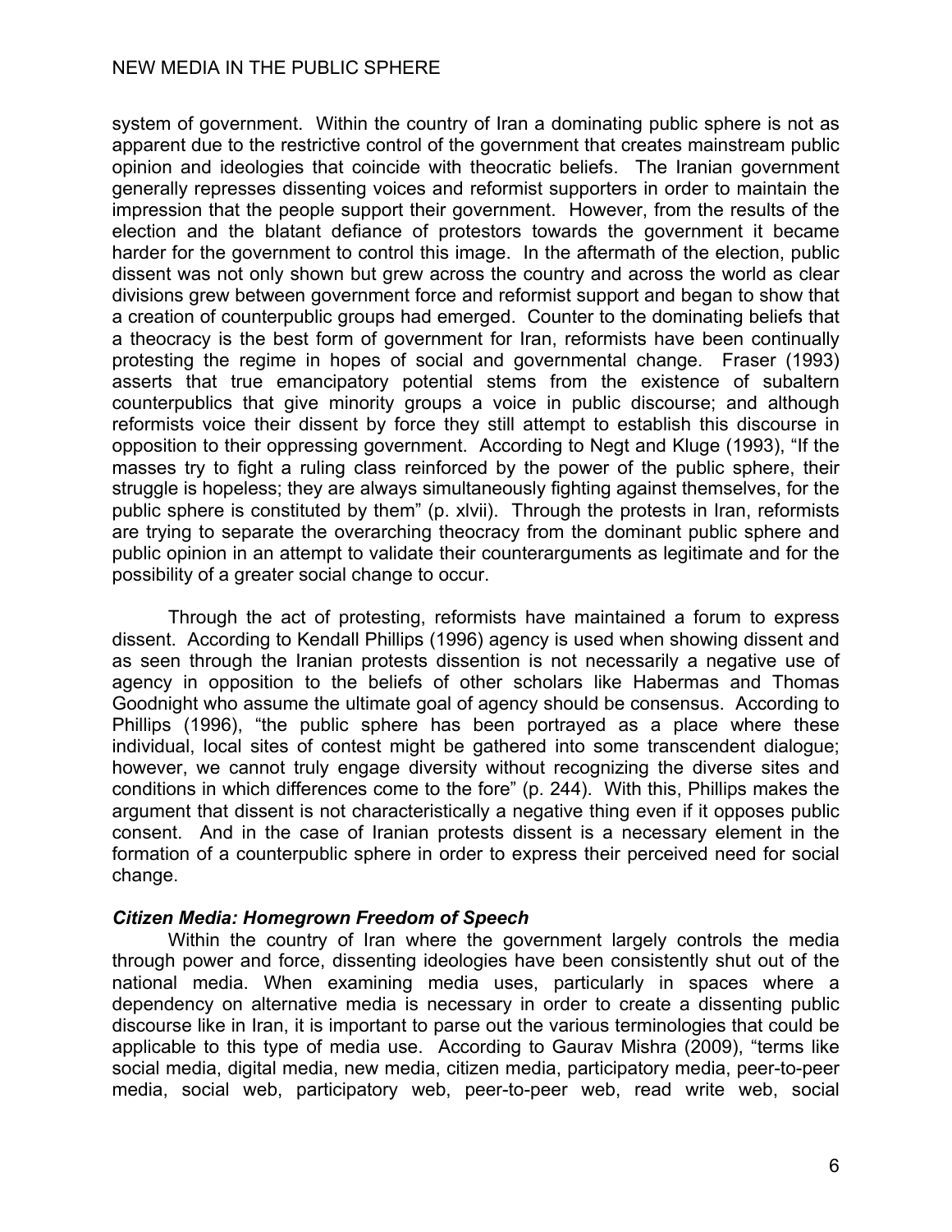system of government. Within the country of Iran a dominating public sphere is not as apparent due to the restrictive control of the government that creates mainstream public opinion and ideologies that coincide with theocratic beliefs. The Iranian government generally represses dissenting voices and reformist supporters in order to maintain the impression that the people support their government. However, from the results of the election and the blatant defiance of protestors towards the government it became harder for the government to control this image. In the aftermath of the election, public dissent was not only shown but grew across the country and across the world as clear divisions grew between government force and reformist support and began to show that a creation of counterpublic groups had emerged. Counter to the dominating beliefs that a theocracy is the best form of government for Iran, reformists have been continually protesting the regime in hopes of social and governmental change. Fraser (1993) asserts that true emancipatory potential stems from the existence of subaltern counterpublics that give minority groups a voice in public discourse; and although reformists voice their dissent by force they still attempt to establish this discourse in opposition to their oppressing government. According to Negt and Kluge (1993), "If the masses try to fight a ruling class reinforced by the power of the public sphere, their struggle is hopeless; they are always simultaneously fighting against themselves, for the public sphere is constituted by them" (p. xlvii). Through the protests in Iran, reformists are trying to separate the overarching theocracy from the dominant public sphere and public opinion in an attempt to validate their counterarguments as legitimate and for the possibility of a greater social change to occur.

Through the act of protesting, reformists have maintained a forum to express dissent. According to Kendall Phillips (1996) agency is used when showing dissent and as seen through the Iranian protests dissention is not necessarily a negative use of agency in opposition to the beliefs of other scholars like Habermas and Thomas Goodnight who assume the ultimate goal of agency should be consensus. According to Phillips (1996), "the public sphere has been portrayed as a place where these individual, local sites of contest might be gathered into some transcendent dialogue; however, we cannot truly engage diversity without recognizing the diverse sites and conditions in which differences come to the fore" (p. 244). With this, Phillips makes the argument that dissent is not characteristically a negative thing even if it opposes public consent. And in the case of Iranian protests dissent is a necessary element in the formation of a counterpublic sphere in order to express their perceived need for social change.

***Citizen Media: Homegrown Freedom of Speech***

Within the country of Iran where the government largely controls the media through power and force, dissenting ideologies have been consistently shut out of the national media. When examining media uses, particularly in spaces where a dependency on alternative media is necessary in order to create a dissenting public discourse like in Iran, it is important to parse out the various terminologies that could be applicable to this type of media use. According to Gaurav Mishra (2009), "terms like social media, digital media, new media, citizen media, participatory media, peer-to-peer media, social web, participatory web, peer-to-peer web, read write web, social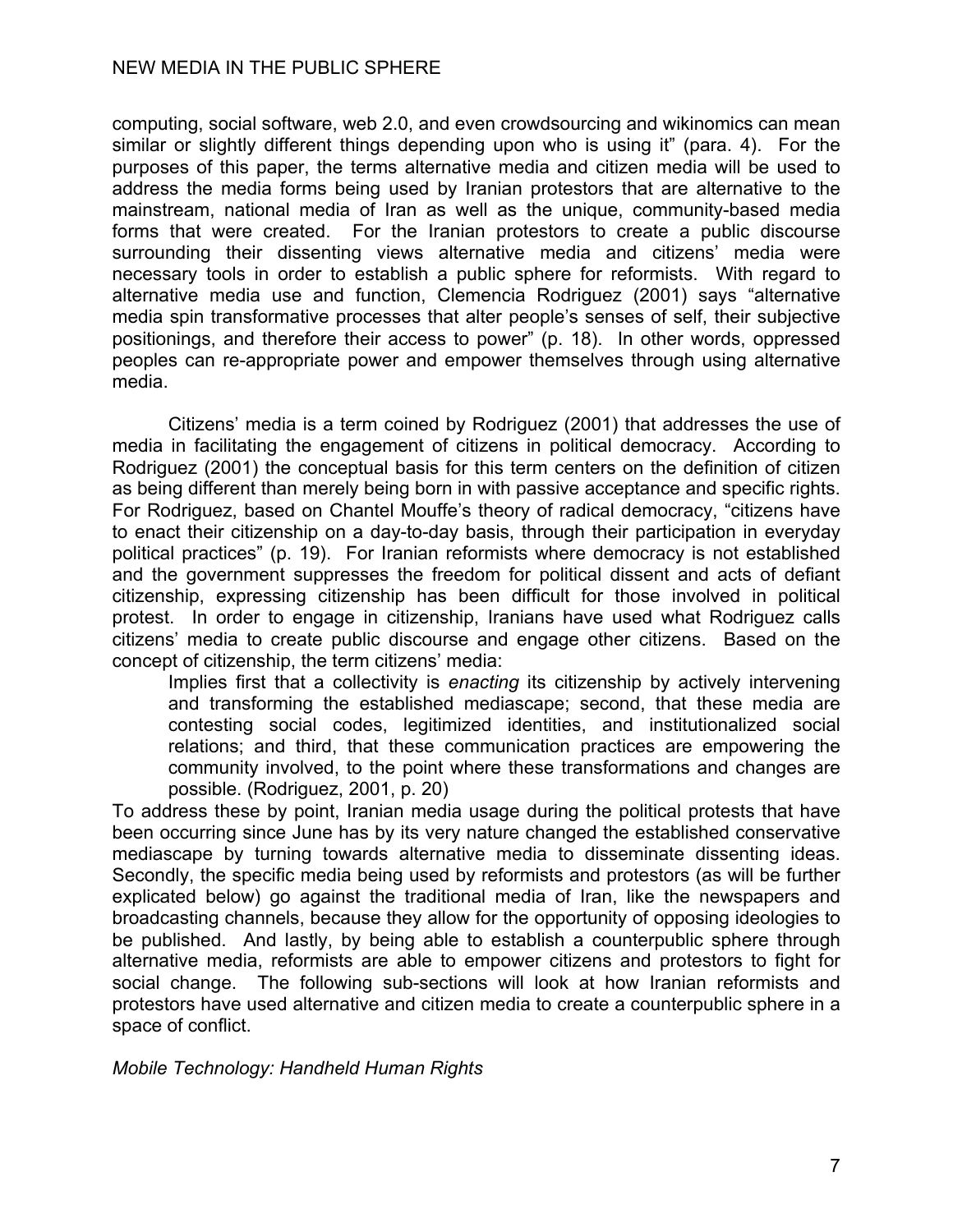computing, social software, web 2.0, and even crowdsourcing and wikinomics can mean similar or slightly different things depending upon who is using it" (para. 4). For the purposes of this paper, the terms alternative media and citizen media will be used to address the media forms being used by Iranian protestors that are alternative to the mainstream, national media of Iran as well as the unique, community-based media forms that were created. For the Iranian protestors to create a public discourse surrounding their dissenting views alternative media and citizens' media were necessary tools in order to establish a public sphere for reformists. With regard to alternative media use and function, Clemencia Rodriguez (2001) says "alternative media spin transformative processes that alter people's senses of self, their subjective positionings, and therefore their access to power" (p. 18). In other words, oppressed peoples can re-appropriate power and empower themselves through using alternative media.

Citizens' media is a term coined by Rodriguez (2001) that addresses the use of media in facilitating the engagement of citizens in political democracy. According to Rodriguez (2001) the conceptual basis for this term centers on the definition of citizen as being different than merely being born in with passive acceptance and specific rights. For Rodriguez, based on Chantel Mouffe's theory of radical democracy, "citizens have to enact their citizenship on a day-to-day basis, through their participation in everyday political practices" (p. 19). For Iranian reformists where democracy is not established and the government suppresses the freedom for political dissent and acts of defiant citizenship, expressing citizenship has been difficult for those involved in political protest. In order to engage in citizenship, Iranians have used what Rodriguez calls citizens' media to create public discourse and engage other citizens. Based on the concept of citizenship, the term citizens' media:

> Implies first that a collectivity is *enacting* its citizenship by actively intervening and transforming the established mediascape; second, that these media are contesting social codes, legitimized identities, and institutionalized social relations; and third, that these communication practices are empowering the community involved, to the point where these transformations and changes are possible. (Rodriguez, 2001, p. 20)

To address these by point, Iranian media usage during the political protests that have been occurring since June has by its very nature changed the established conservative mediascape by turning towards alternative media to disseminate dissenting ideas. Secondly, the specific media being used by reformists and protestors (as will be further explicated below) go against the traditional media of Iran, like the newspapers and broadcasting channels, because they allow for the opportunity of opposing ideologies to be published. And lastly, by being able to establish a counterpublic sphere through alternative media, reformists are able to empower citizens and protestors to fight for social change. The following sub-sections will look at how Iranian reformists and protestors have used alternative and citizen media to create a counterpublic sphere in a space of conflict.

### *Mobile Technology: Handheld Human Rights*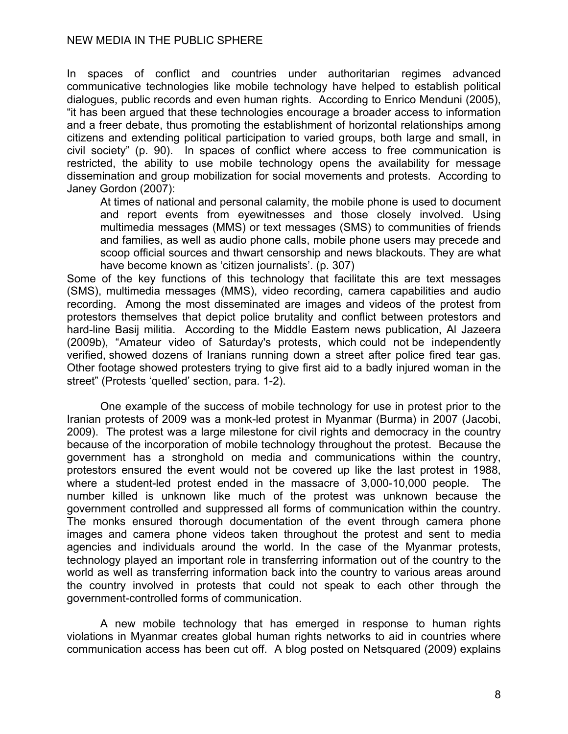In spaces of conflict and countries under authoritarian regimes advanced communicative technologies like mobile technology have helped to establish political dialogues, public records and even human rights. According to Enrico Menduni (2005), "it has been argued that these technologies encourage a broader access to information and a freer debate, thus promoting the establishment of horizontal relationships among citizens and extending political participation to varied groups, both large and small, in civil society" (p. 90). In spaces of conflict where access to free communication is restricted, the ability to use mobile technology opens the availability for message dissemination and group mobilization for social movements and protests. According to Janey Gordon (2007):

> At times of national and personal calamity, the mobile phone is used to document and report events from eyewitnesses and those closely involved. Using multimedia messages (MMS) or text messages (SMS) to communities of friends and families, as well as audio phone calls, mobile phone users may precede and scoop official sources and thwart censorship and news blackouts. They are what have become known as 'citizen journalists'. (p. 307)

Some of the key functions of this technology that facilitate this are text messages (SMS), multimedia messages (MMS), video recording, camera capabilities and audio recording. Among the most disseminated are images and videos of the protest from protestors themselves that depict police brutality and conflict between protestors and hard-line Basij militia. According to the Middle Eastern news publication, Al Jazeera (2009b), "Amateur video of Saturday's protests, which could not be independently verified, showed dozens of Iranians running down a street after police fired tear gas. Other footage showed protesters trying to give first aid to a badly injured woman in the street" (Protests 'quelled' section, para. 1-2).

One example of the success of mobile technology for use in protest prior to the Iranian protests of 2009 was a monk-led protest in Myanmar (Burma) in 2007 (Jacobi, 2009). The protest was a large milestone for civil rights and democracy in the country because of the incorporation of mobile technology throughout the protest. Because the government has a stronghold on media and communications within the country, protestors ensured the event would not be covered up like the last protest in 1988, where a student-led protest ended in the massacre of 3,000-10,000 people. The number killed is unknown like much of the protest was unknown because the government controlled and suppressed all forms of communication within the country. The monks ensured thorough documentation of the event through camera phone images and camera phone videos taken throughout the protest and sent to media agencies and individuals around the world. In the case of the Myanmar protests, technology played an important role in transferring information out of the country to the world as well as transferring information back into the country to various areas around the country involved in protests that could not speak to each other through the government-controlled forms of communication.

A new mobile technology that has emerged in response to human rights violations in Myanmar creates global human rights networks to aid in countries where communication access has been cut off. A blog posted on Netsquared (2009) explains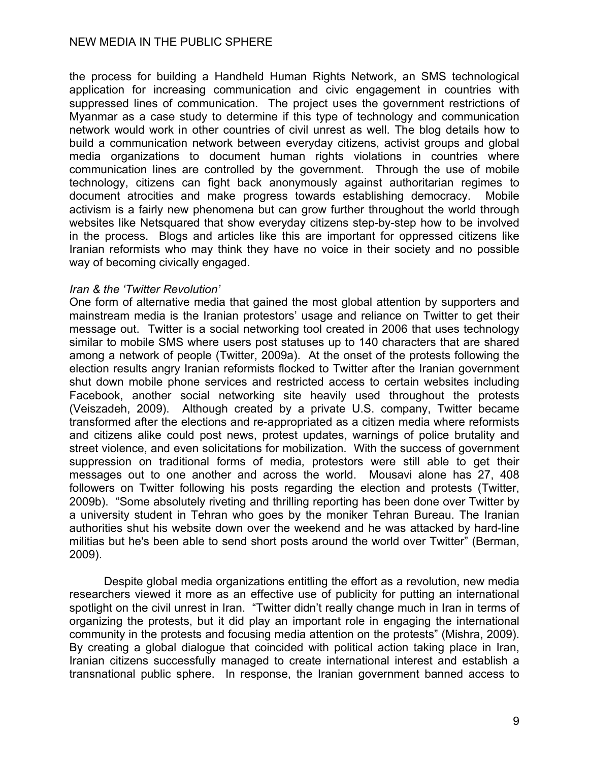the process for building a Handheld Human Rights Network, an SMS technological application for increasing communication and civic engagement in countries with suppressed lines of communication. The project uses the government restrictions of Myanmar as a case study to determine if this type of technology and communication network would work in other countries of civil unrest as well. The blog details how to build a communication network between everyday citizens, activist groups and global media organizations to document human rights violations in countries where communication lines are controlled by the government. Through the use of mobile technology, citizens can fight back anonymously against authoritarian regimes to document atrocities and make progress towards establishing democracy. Mobile activism is a fairly new phenomena but can grow further throughout the world through websites like Netsquared that show everyday citizens step-by-step how to be involved in the process. Blogs and articles like this are important for oppressed citizens like Iranian reformists who may think they have no voice in their society and no possible way of becoming civically engaged.

*Iran & the 'Twitter Revolution'*

One form of alternative media that gained the most global attention by supporters and mainstream media is the Iranian protestors' usage and reliance on Twitter to get their message out. Twitter is a social networking tool created in 2006 that uses technology similar to mobile SMS where users post statuses up to 140 characters that are shared among a network of people (Twitter, 2009a). At the onset of the protests following the election results angry Iranian reformists flocked to Twitter after the Iranian government shut down mobile phone services and restricted access to certain websites including Facebook, another social networking site heavily used throughout the protests (Veiszadeh, 2009). Although created by a private U.S. company, Twitter became transformed after the elections and re-appropriated as a citizen media where reformists and citizens alike could post news, protest updates, warnings of police brutality and street violence, and even solicitations for mobilization. With the success of government suppression on traditional forms of media, protestors were still able to get their messages out to one another and across the world. Mousavi alone has 27, 408 followers on Twitter following his posts regarding the election and protests (Twitter, 2009b). "Some absolutely riveting and thrilling reporting has been done over Twitter by a university student in Tehran who goes by the moniker Tehran Bureau. The Iranian authorities shut his website down over the weekend and he was attacked by hard-line militias but he's been able to send short posts around the world over Twitter" (Berman, 2009).

Despite global media organizations entitling the effort as a revolution, new media researchers viewed it more as an effective use of publicity for putting an international spotlight on the civil unrest in Iran. "Twitter didn't really change much in Iran in terms of organizing the protests, but it did play an important role in engaging the international community in the protests and focusing media attention on the protests" (Mishra, 2009). By creating a global dialogue that coincided with political action taking place in Iran, Iranian citizens successfully managed to create international interest and establish a transnational public sphere. In response, the Iranian government banned access to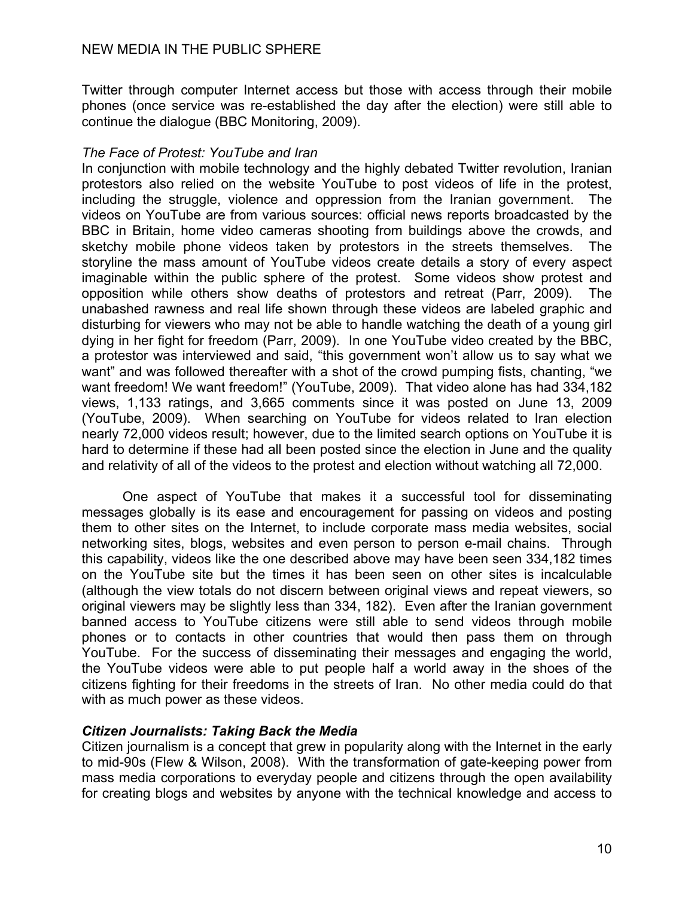Twitter through computer Internet access but those with access through their mobile phones (once service was re-established the day after the election) were still able to continue the dialogue (BBC Monitoring, 2009).

*The Face of Protest: YouTube and Iran*

In conjunction with mobile technology and the highly debated Twitter revolution, Iranian protestors also relied on the website YouTube to post videos of life in the protest, including the struggle, violence and oppression from the Iranian government. The videos on YouTube are from various sources: official news reports broadcasted by the BBC in Britain, home video cameras shooting from buildings above the crowds, and sketchy mobile phone videos taken by protestors in the streets themselves. The storyline the mass amount of YouTube videos create details a story of every aspect imaginable within the public sphere of the protest. Some videos show protest and opposition while others show deaths of protestors and retreat (Parr, 2009). The unabashed rawness and real life shown through these videos are labeled graphic and disturbing for viewers who may not be able to handle watching the death of a young girl dying in her fight for freedom (Parr, 2009). In one YouTube video created by the BBC, a protestor was interviewed and said, "this government won't allow us to say what we want" and was followed thereafter with a shot of the crowd pumping fists, chanting, "we want freedom! We want freedom!" (YouTube, 2009). That video alone has had 334,182 views, 1,133 ratings, and 3,665 comments since it was posted on June 13, 2009 (YouTube, 2009). When searching on YouTube for videos related to Iran election nearly 72,000 videos result; however, due to the limited search options on YouTube it is hard to determine if these had all been posted since the election in June and the quality and relativity of all of the videos to the protest and election without watching all 72,000.

One aspect of YouTube that makes it a successful tool for disseminating messages globally is its ease and encouragement for passing on videos and posting them to other sites on the Internet, to include corporate mass media websites, social networking sites, blogs, websites and even person to person e-mail chains. Through this capability, videos like the one described above may have been seen 334,182 times on the YouTube site but the times it has been seen on other sites is incalculable (although the view totals do not discern between original views and repeat viewers, so original viewers may be slightly less than 334, 182). Even after the Iranian government banned access to YouTube citizens were still able to send videos through mobile phones or to contacts in other countries that would then pass them on through YouTube. For the success of disseminating their messages and engaging the world, the YouTube videos were able to put people half a world away in the shoes of the citizens fighting for their freedoms in the streets of Iran. No other media could do that with as much power as these videos.

***Citizen Journalists: Taking Back the Media***

Citizen journalism is a concept that grew in popularity along with the Internet in the early to mid-90s (Flew & Wilson, 2008). With the transformation of gate-keeping power from mass media corporations to everyday people and citizens through the open availability for creating blogs and websites by anyone with the technical knowledge and access to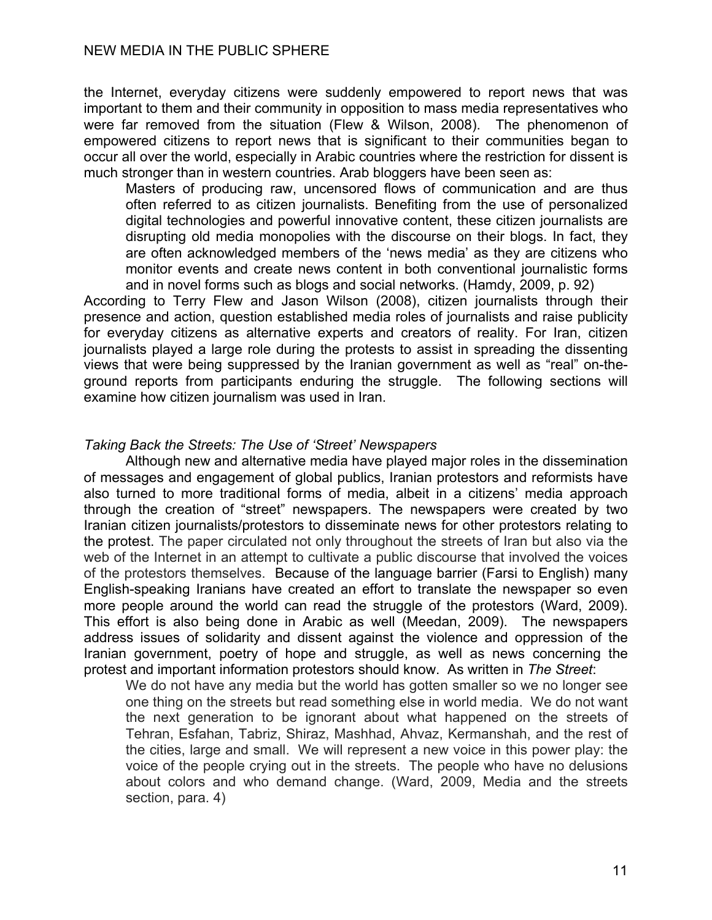the Internet, everyday citizens were suddenly empowered to report news that was important to them and their community in opposition to mass media representatives who were far removed from the situation (Flew & Wilson, 2008). The phenomenon of empowered citizens to report news that is significant to their communities began to occur all over the world, especially in Arabic countries where the restriction for dissent is much stronger than in western countries. Arab bloggers have been seen as:

> Masters of producing raw, uncensored flows of communication and are thus often referred to as citizen journalists. Benefiting from the use of personalized digital technologies and powerful innovative content, these citizen journalists are disrupting old media monopolies with the discourse on their blogs. In fact, they are often acknowledged members of the 'news media' as they are citizens who monitor events and create news content in both conventional journalistic forms and in novel forms such as blogs and social networks. (Hamdy, 2009, p. 92)

According to Terry Flew and Jason Wilson (2008), citizen journalists through their presence and action, question established media roles of journalists and raise publicity for everyday citizens as alternative experts and creators of reality. For Iran, citizen journalists played a large role during the protests to assist in spreading the dissenting views that were being suppressed by the Iranian government as well as "real" on-the-ground reports from participants enduring the struggle. The following sections will examine how citizen journalism was used in Iran.

### *Taking Back the Streets: The Use of 'Street' Newspapers*

Although new and alternative media have played major roles in the dissemination of messages and engagement of global publics, Iranian protestors and reformists have also turned to more traditional forms of media, albeit in a citizens' media approach through the creation of "street" newspapers. The newspapers were created by two Iranian citizen journalists/protestors to disseminate news for other protestors relating to the protest. The paper circulated not only throughout the streets of Iran but also via the web of the Internet in an attempt to cultivate a public discourse that involved the voices of the protestors themselves. Because of the language barrier (Farsi to English) many English-speaking Iranians have created an effort to translate the newspaper so even more people around the world can read the struggle of the protestors (Ward, 2009). This effort is also being done in Arabic as well (Meedan, 2009). The newspapers address issues of solidarity and dissent against the violence and oppression of the Iranian government, poetry of hope and struggle, as well as news concerning the protest and important information protestors should know. As written in *The Street*:

> We do not have any media but the world has gotten smaller so we no longer see one thing on the streets but read something else in world media. We do not want the next generation to be ignorant about what happened on the streets of Tehran, Esfahan, Tabriz, Shiraz, Mashhad, Ahvaz, Kermanshah, and the rest of the cities, large and small. We will represent a new voice in this power play: the voice of the people crying out in the streets. The people who have no delusions about colors and who demand change. (Ward, 2009, Media and the streets section, para. 4)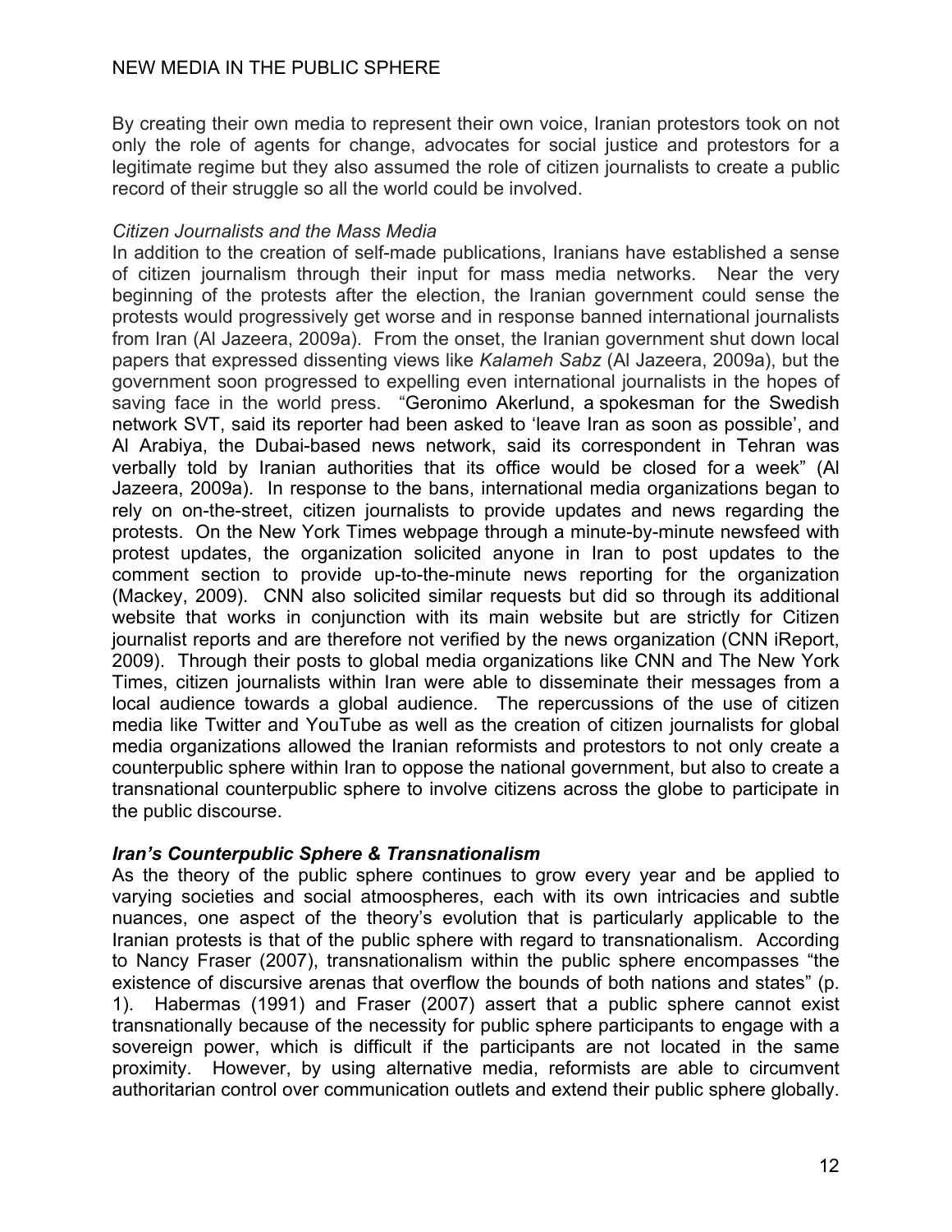By creating their own media to represent their own voice, Iranian protestors took on not only the role of agents for change, advocates for social justice and protestors for a legitimate regime but they also assumed the role of citizen journalists to create a public record of their struggle so all the world could be involved.

*Citizen Journalists and the Mass Media*

In addition to the creation of self-made publications, Iranians have established a sense of citizen journalism through their input for mass media networks. Near the very beginning of the protests after the election, the Iranian government could sense the protests would progressively get worse and in response banned international journalists from Iran (Al Jazeera, 2009a). From the onset, the Iranian government shut down local papers that expressed dissenting views like *Kalameh Sabz* (Al Jazeera, 2009a), but the government soon progressed to expelling even international journalists in the hopes of saving face in the world press. "Geronimo Akerlund, a spokesman for the Swedish network SVT, said its reporter had been asked to 'leave Iran as soon as possible', and Al Arabiya, the Dubai-based news network, said its correspondent in Tehran was verbally told by Iranian authorities that its office would be closed for a week" (Al Jazeera, 2009a). In response to the bans, international media organizations began to rely on on-the-street, citizen journalists to provide updates and news regarding the protests. On the New York Times webpage through a minute-by-minute newsfeed with protest updates, the organization solicited anyone in Iran to post updates to the comment section to provide up-to-the-minute news reporting for the organization (Mackey, 2009). CNN also solicited similar requests but did so through its additional website that works in conjunction with its main website but are strictly for Citizen journalist reports and are therefore not verified by the news organization (CNN iReport, 2009). Through their posts to global media organizations like CNN and The New York Times, citizen journalists within Iran were able to disseminate their messages from a local audience towards a global audience. The repercussions of the use of citizen media like Twitter and YouTube as well as the creation of citizen journalists for global media organizations allowed the Iranian reformists and protestors to not only create a counterpublic sphere within Iran to oppose the national government, but also to create a transnational counterpublic sphere to involve citizens across the globe to participate in the public discourse.

***Iran's Counterpublic Sphere & Transnationalism***

As the theory of the public sphere continues to grow every year and be applied to varying societies and social atmoospheres, each with its own intricacies and subtle nuances, one aspect of the theory's evolution that is particularly applicable to the Iranian protests is that of the public sphere with regard to transnationalism. According to Nancy Fraser (2007), transnationalism within the public sphere encompasses "the existence of discursive arenas that overflow the bounds of both nations and states" (p. 1). Habermas (1991) and Fraser (2007) assert that a public sphere cannot exist transnationally because of the necessity for public sphere participants to engage with a sovereign power, which is difficult if the participants are not located in the same proximity. However, by using alternative media, reformists are able to circumvent authoritarian control over communication outlets and extend their public sphere globally.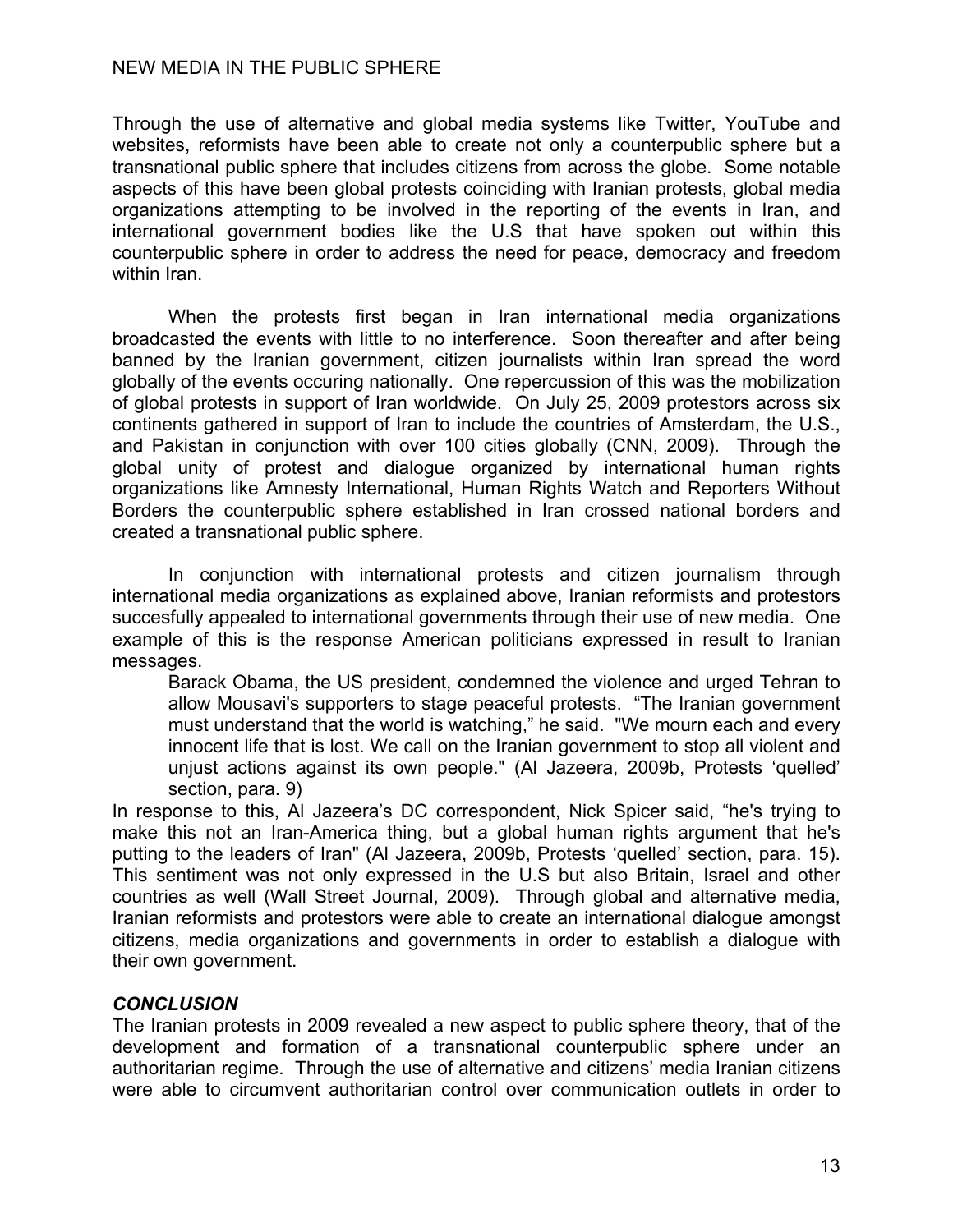Through the use of alternative and global media systems like Twitter, YouTube and websites, reformists have been able to create not only a counterpublic sphere but a transnational public sphere that includes citizens from across the globe. Some notable aspects of this have been global protests coinciding with Iranian protests, global media organizations attempting to be involved in the reporting of the events in Iran, and international government bodies like the U.S that have spoken out within this counterpublic sphere in order to address the need for peace, democracy and freedom within Iran.

When the protests first began in Iran international media organizations broadcasted the events with little to no interference. Soon thereafter and after being banned by the Iranian government, citizen journalists within Iran spread the word globally of the events occuring nationally. One repercussion of this was the mobilization of global protests in support of Iran worldwide. On July 25, 2009 protestors across six continents gathered in support of Iran to include the countries of Amsterdam, the U.S., and Pakistan in conjunction with over 100 cities globally (CNN, 2009). Through the global unity of protest and dialogue organized by international human rights organizations like Amnesty International, Human Rights Watch and Reporters Without Borders the counterpublic sphere established in Iran crossed national borders and created a transnational public sphere.

In conjunction with international protests and citizen journalism through international media organizations as explained above, Iranian reformists and protestors succesfully appealed to international governments through their use of new media. One example of this is the response American politicians expressed in result to Iranian messages.

> Barack Obama, the US president, condemned the violence and urged Tehran to allow Mousavi's supporters to stage peaceful protests. "The Iranian government must understand that the world is watching," he said. "We mourn each and every innocent life that is lost. We call on the Iranian government to stop all violent and unjust actions against its own people." (Al Jazeera, 2009b, Protests 'quelled' section, para. 9)

In response to this, Al Jazeera's DC correspondent, Nick Spicer said, "he's trying to make this not an Iran-America thing, but a global human rights argument that he's putting to the leaders of Iran" (Al Jazeera, 2009b, Protests 'quelled' section, para. 15). This sentiment was not only expressed in the U.S but also Britain, Israel and other countries as well (Wall Street Journal, 2009). Through global and alternative media, Iranian reformists and protestors were able to create an international dialogue amongst citizens, media organizations and governments in order to establish a dialogue with their own government.

## ***CONCLUSION***

The Iranian protests in 2009 revealed a new aspect to public sphere theory, that of the development and formation of a transnational counterpublic sphere under an authoritarian regime. Through the use of alternative and citizens' media Iranian citizens were able to circumvent authoritarian control over communication outlets in order to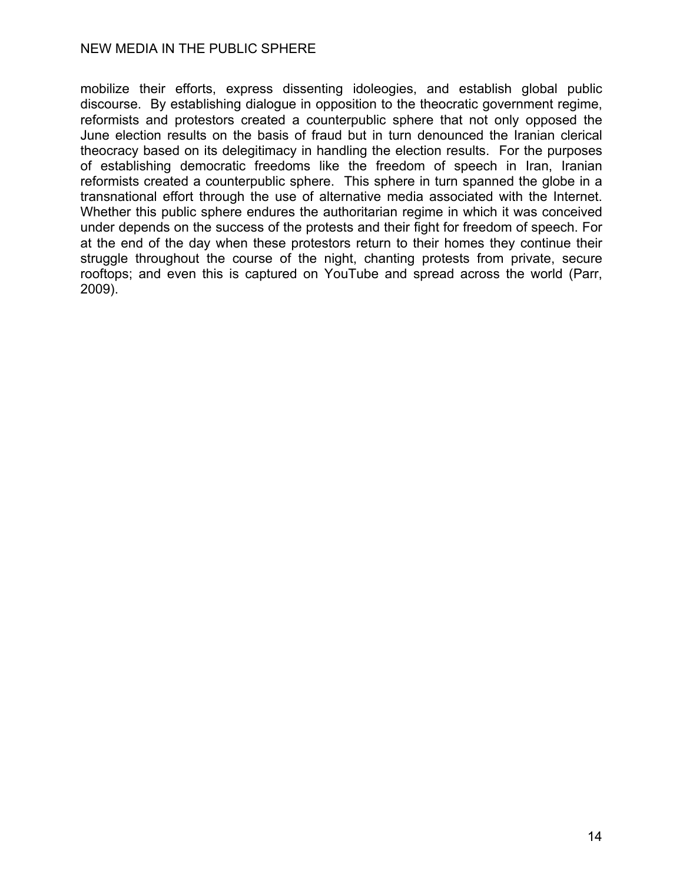mobilize their efforts, express dissenting idoleogies, and establish global public discourse. By establishing dialogue in opposition to the theocratic government regime, reformists and protestors created a counterpublic sphere that not only opposed the June election results on the basis of fraud but in turn denounced the Iranian clerical theocracy based on its delegitimacy in handling the election results. For the purposes of establishing democratic freedoms like the freedom of speech in Iran, Iranian reformists created a counterpublic sphere. This sphere in turn spanned the globe in a transnational effort through the use of alternative media associated with the Internet. Whether this public sphere endures the authoritarian regime in which it was conceived under depends on the success of the protests and their fight for freedom of speech. For at the end of the day when these protestors return to their homes they continue their struggle throughout the course of the night, chanting protests from private, secure rooftops; and even this is captured on YouTube and spread across the world (Parr, 2009).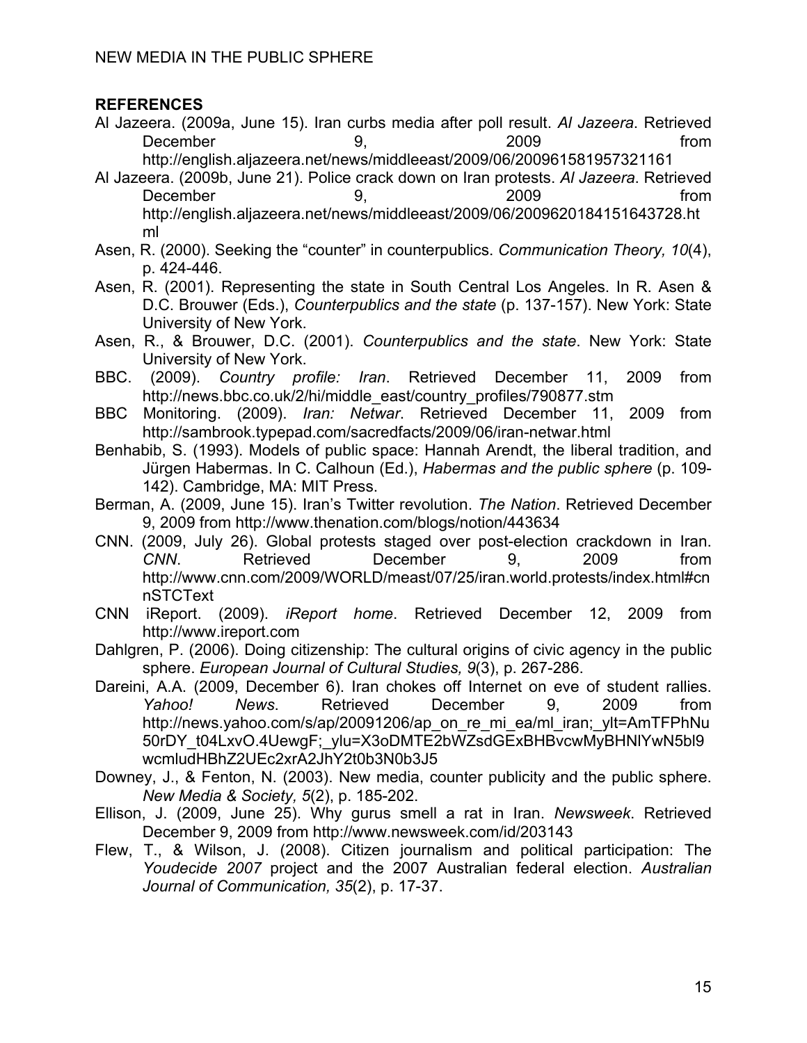## REFERENCES

Al Jazeera. (2009a, June 15). Iran curbs media after poll result. *Al Jazeera*. Retrieved December 9, 2009 from http://english.aljazeera.net/news/middleeast/2009/06/200961581957321161

Al Jazeera. (2009b, June 21). Police crack down on Iran protests. *Al Jazeera*. Retrieved December 9, 2009 from http://english.aljazeera.net/news/middleeast/2009/06/200962018415164372 8.html

Asen, R. (2000). Seeking the "counter" in counterpublics. *Communication Theory, 10*(4), p. 424-446.

Asen, R. (2001). Representing the state in South Central Los Angeles. In R. Asen & D.C. Brouwer (Eds.), *Counterpublics and the state* (p. 137-157). New York: State University of New York.

Asen, R., & Brouwer, D.C. (2001). *Counterpublics and the state*. New York: State University of New York.

BBC. (2009). *Country profile: Iran*. Retrieved December 11, 2009 from http://news.bbc.co.uk/2/hi/middle_east/country_profiles/790877.stm

BBC Monitoring. (2009). *Iran: Netwar*. Retrieved December 11, 2009 from http://sambrook.typepad.com/sacredfacts/2009/06/iran-netwar.html

Benhabib, S. (1993). Models of public space: Hannah Arendt, the liberal tradition, and Jürgen Habermas. In C. Calhoun (Ed.), *Habermas and the public sphere* (p. 109-142). Cambridge, MA: MIT Press.

Berman, A. (2009, June 15). Iran's Twitter revolution. *The Nation*. Retrieved December 9, 2009 from http://www.thenation.com/blogs/notion/443634

CNN. (2009, July 26). Global protests staged over post-election crackdown in Iran. *CNN*. Retrieved December 9, 2009 from http://www.cnn.com/2009/WORLD/meast/07/25/iran.world.protests/index.html#cnnSTCText

CNN iReport. (2009). *iReport home*. Retrieved December 12, 2009 from http://www.ireport.com

Dahlgren, P. (2006). Doing citizenship: The cultural origins of civic agency in the public sphere. *European Journal of Cultural Studies, 9*(3), p. 267-286.

Dareini, A.A. (2009, December 6). Iran chokes off Internet on eve of student rallies. *Yahoo! News*. Retrieved December 9, 2009 from http://news.yahoo.com/s/ap/20091206/ap_on_re_mi_ea/ml_iran;_ylt=AmTFPhNu50rDY_t04LxvO.4UewgF;_ylu=X3oDMTE2bWZsdGExBHBvcwMyBHNlYwN5bl9wcmludHBhZ2UEc2xrA2JhY2t0b3N0b3J5

Downey, J., & Fenton, N. (2003). New media, counter publicity and the public sphere. *New Media & Society, 5*(2), p. 185-202.

Ellison, J. (2009, June 25). Why gurus smell a rat in Iran. *Newsweek*. Retrieved December 9, 2009 from http://www.newsweek.com/id/203143

Flew, T., & Wilson, J. (2008). Citizen journalism and political participation: The *Youdecide 2007* project and the 2007 Australian federal election. *Australian Journal of Communication, 35*(2), p. 17-37.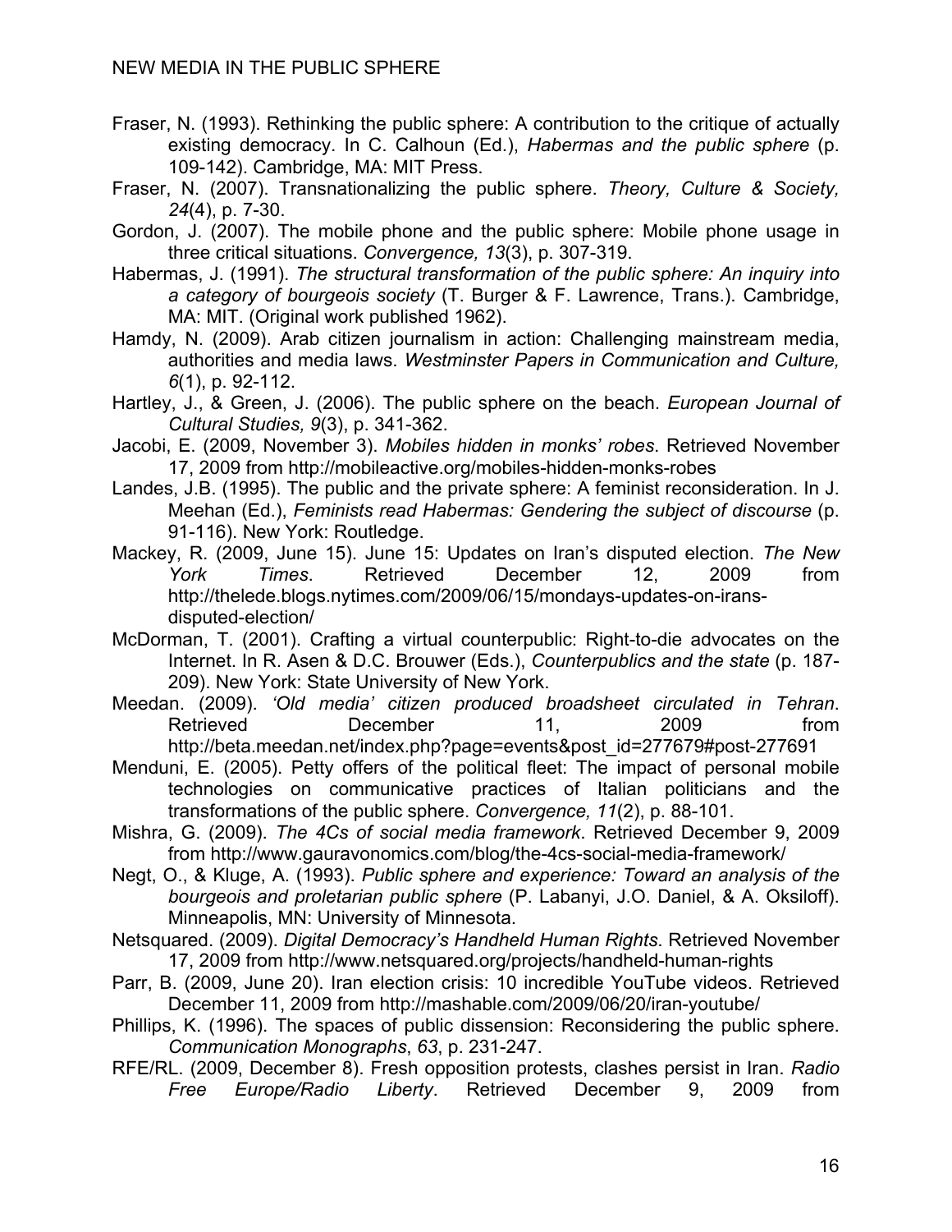Fraser, N. (1993). Rethinking the public sphere: A contribution to the critique of actually existing democracy. In C. Calhoun (Ed.), *Habermas and the public sphere* (p. 109-142). Cambridge, MA: MIT Press.

Fraser, N. (2007). Transnationalizing the public sphere. *Theory, Culture & Society, 24*(4), p. 7-30.

Gordon, J. (2007). The mobile phone and the public sphere: Mobile phone usage in three critical situations. *Convergence, 13*(3), p. 307-319.

Habermas, J. (1991). *The structural transformation of the public sphere: An inquiry into a category of bourgeois society* (T. Burger & F. Lawrence, Trans.). Cambridge, MA: MIT. (Original work published 1962).

Hamdy, N. (2009). Arab citizen journalism in action: Challenging mainstream media, authorities and media laws. *Westminster Papers in Communication and Culture, 6*(1), p. 92-112.

Hartley, J., & Green, J. (2006). The public sphere on the beach. *European Journal of Cultural Studies, 9*(3), p. 341-362.

Jacobi, E. (2009, November 3). *Mobiles hidden in monks' robes*. Retrieved November 17, 2009 from http://mobileactive.org/mobiles-hidden-monks-robes

Landes, J.B. (1995). The public and the private sphere: A feminist reconsideration. In J. Meehan (Ed.), *Feminists read Habermas: Gendering the subject of discourse* (p. 91-116). New York: Routledge.

Mackey, R. (2009, June 15). June 15: Updates on Iran's disputed election. *The New York Times*. Retrieved December 12, 2009 from http://thelede.blogs.nytimes.com/2009/06/15/mondays-updates-on-irans-disputed-election/

McDorman, T. (2001). Crafting a virtual counterpublic: Right-to-die advocates on the Internet. In R. Asen & D.C. Brouwer (Eds.), *Counterpublics and the state* (p. 187-209). New York: State University of New York.

Meedan. (2009). *'Old media' citizen produced broadsheet circulated in Tehran*. Retrieved December 11, 2009 from http://beta.meedan.net/index.php?page=events&post_id=277679#post-277691

Menduni, E. (2005). Petty offers of the political fleet: The impact of personal mobile technologies on communicative practices of Italian politicians and the transformations of the public sphere. *Convergence, 11*(2), p. 88-101.

Mishra, G. (2009). *The 4Cs of social media framework*. Retrieved December 9, 2009 from http://www.gauravonomics.com/blog/the-4cs-social-media-framework/

Negt, O., & Kluge, A. (1993). *Public sphere and experience: Toward an analysis of the bourgeois and proletarian public sphere* (P. Labanyi, J.O. Daniel, & A. Oksiloff). Minneapolis, MN: University of Minnesota.

Netsquared. (2009). *Digital Democracy's Handheld Human Rights*. Retrieved November 17, 2009 from http://www.netsquared.org/projects/handheld-human-rights

Parr, B. (2009, June 20). Iran election crisis: 10 incredible YouTube videos. Retrieved December 11, 2009 from http://mashable.com/2009/06/20/iran-youtube/

Phillips, K. (1996). The spaces of public dissension: Reconsidering the public sphere. *Communication Monographs*, *63*, p. 231-247.

RFE/RL. (2009, December 8). Fresh opposition protests, clashes persist in Iran. *Radio Free Europe/Radio Liberty*. Retrieved December 9, 2009 from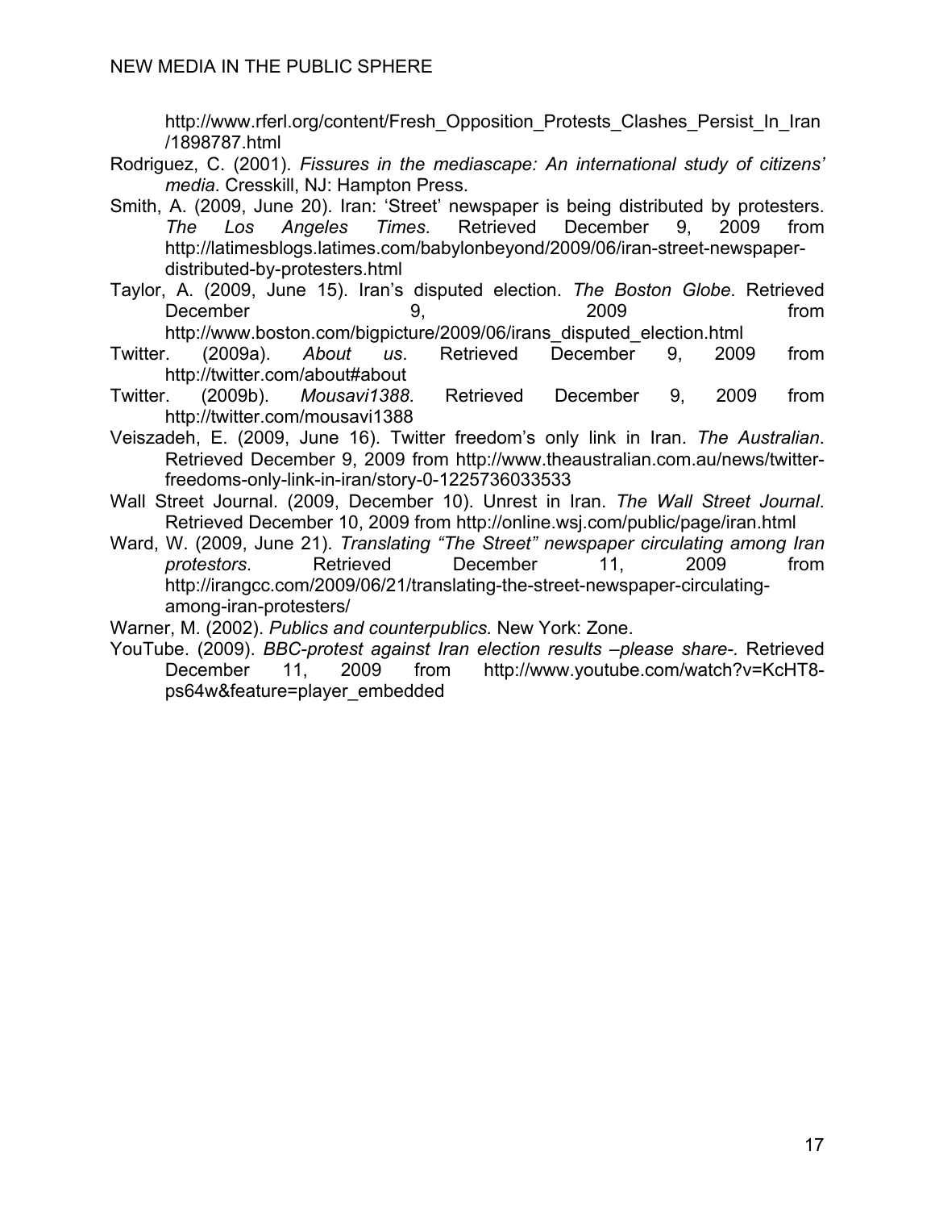http://www.rferl.org/content/Fresh_Opposition_Protests_Clashes_Persist_In_Iran/1898787.html

Rodriguez, C. (2001). *Fissures in the mediascape: An international study of citizens' media*. Cresskill, NJ: Hampton Press.

Smith, A. (2009, June 20). Iran: 'Street' newspaper is being distributed by protesters. *The Los Angeles Times*. Retrieved December 9, 2009 from http://latimesblogs.latimes.com/babylonbeyond/2009/06/iran-street-newspaper-distributed-by-protesters.html

Taylor, A. (2009, June 15). Iran's disputed election. *The Boston Globe*. Retrieved December 9, 2009 from http://www.boston.com/bigpicture/2009/06/irans_disputed_election.html

Twitter. (2009a). *About us*. Retrieved December 9, 2009 from http://twitter.com/about#about

Twitter. (2009b). *Mousavi1388*. Retrieved December 9, 2009 from http://twitter.com/mousavi1388

Veiszadeh, E. (2009, June 16). Twitter freedom's only link in Iran. *The Australian*. Retrieved December 9, 2009 from http://www.theaustralian.com.au/news/twitter-freedoms-only-link-in-iran/story-0-1225736033533

Wall Street Journal. (2009, December 10). Unrest in Iran. *The Wall Street Journal*. Retrieved December 10, 2009 from http://online.wsj.com/public/page/iran.html

Ward, W. (2009, June 21). *Translating "The Street" newspaper circulating among Iran protestors*. Retrieved December 11, 2009 from http://irangcc.com/2009/06/21/translating-the-street-newspaper-circulating-among-iran-protesters/

Warner, M. (2002). *Publics and counterpublics.* New York: Zone.

YouTube. (2009). *BBC-protest against Iran election results –please share-.* Retrieved December 11, 2009 from http://www.youtube.com/watch?v=KcHT8-ps64w&feature=player_embedded